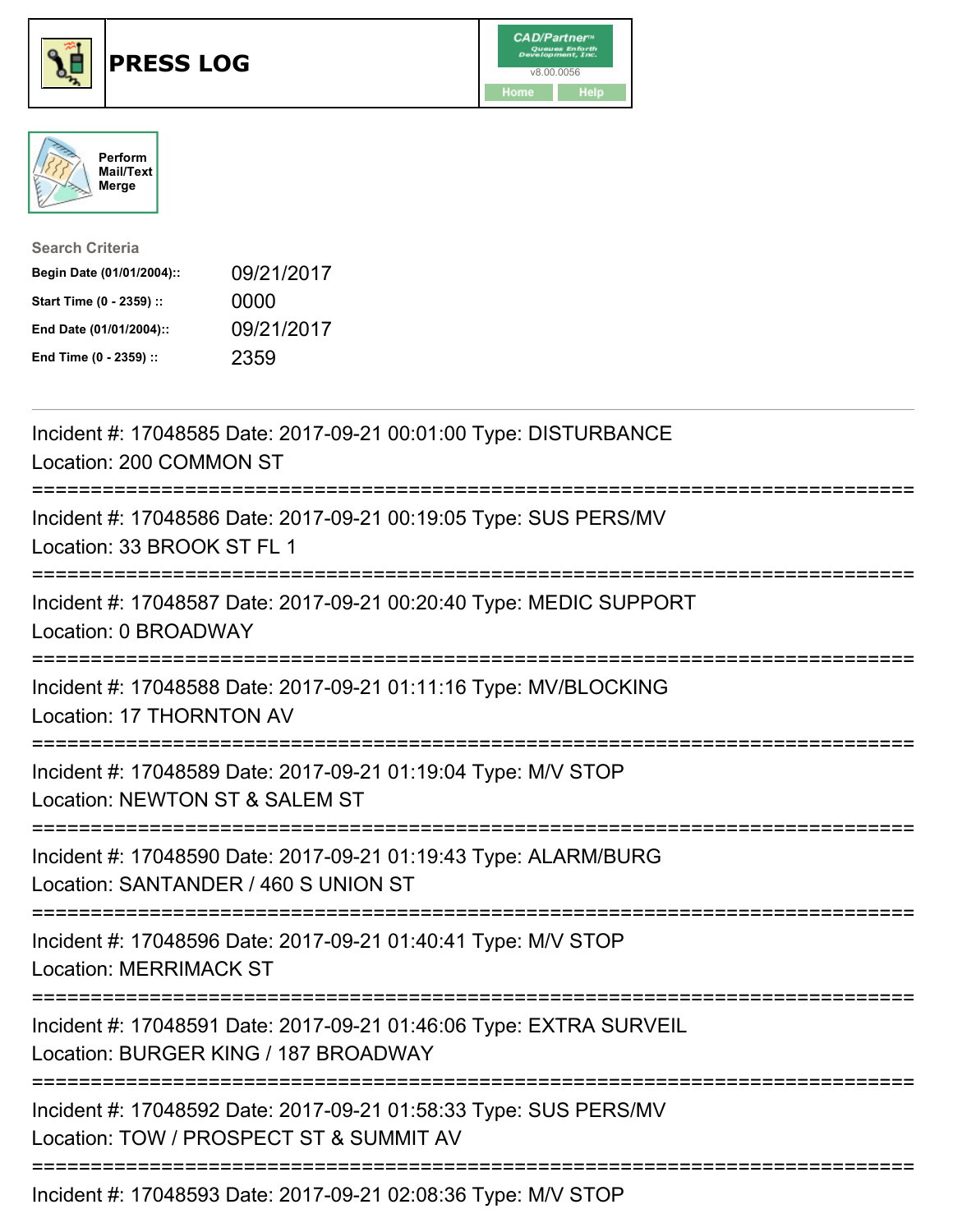# PRESS LOG

Perform Mail/Text Merge

**Search Criteria**

| | |
|---|---|
| **Begin Date (01/01/2004)::** | 09/21/2017 |
| **Start Time (0 - 2359) ::** | 0000 |
| **End Date (01/01/2004)::** | 09/21/2017 |
| **End Time (0 - 2359) ::** | 2359 |

---

Incident #: 17048585 Date: 2017-09-21 00:01:00 Type: DISTURBANCE
Location: 200 COMMON ST

===========================================================================

Incident #: 17048586 Date: 2017-09-21 00:19:05 Type: SUS PERS/MV
Location: 33 BROOK ST FL 1

===========================================================================

Incident #: 17048587 Date: 2017-09-21 00:20:40 Type: MEDIC SUPPORT
Location: 0 BROADWAY

===========================================================================

Incident #: 17048588 Date: 2017-09-21 01:11:16 Type: MV/BLOCKING
Location: 17 THORNTON AV

===========================================================================

Incident #: 17048589 Date: 2017-09-21 01:19:04 Type: M/V STOP
Location: NEWTON ST & SALEM ST

===========================================================================

Incident #: 17048590 Date: 2017-09-21 01:19:43 Type: ALARM/BURG
Location: SANTANDER / 460 S UNION ST

===========================================================================

Incident #: 17048596 Date: 2017-09-21 01:40:41 Type: M/V STOP
Location: MERRIMACK ST

===========================================================================

Incident #: 17048591 Date: 2017-09-21 01:46:06 Type: EXTRA SURVEIL
Location: BURGER KING / 187 BROADWAY

===========================================================================

Incident #: 17048592 Date: 2017-09-21 01:58:33 Type: SUS PERS/MV
Location: TOW / PROSPECT ST & SUMMIT AV

===========================================================================

Incident #: 17048593 Date: 2017-09-21 02:08:36 Type: M/V STOP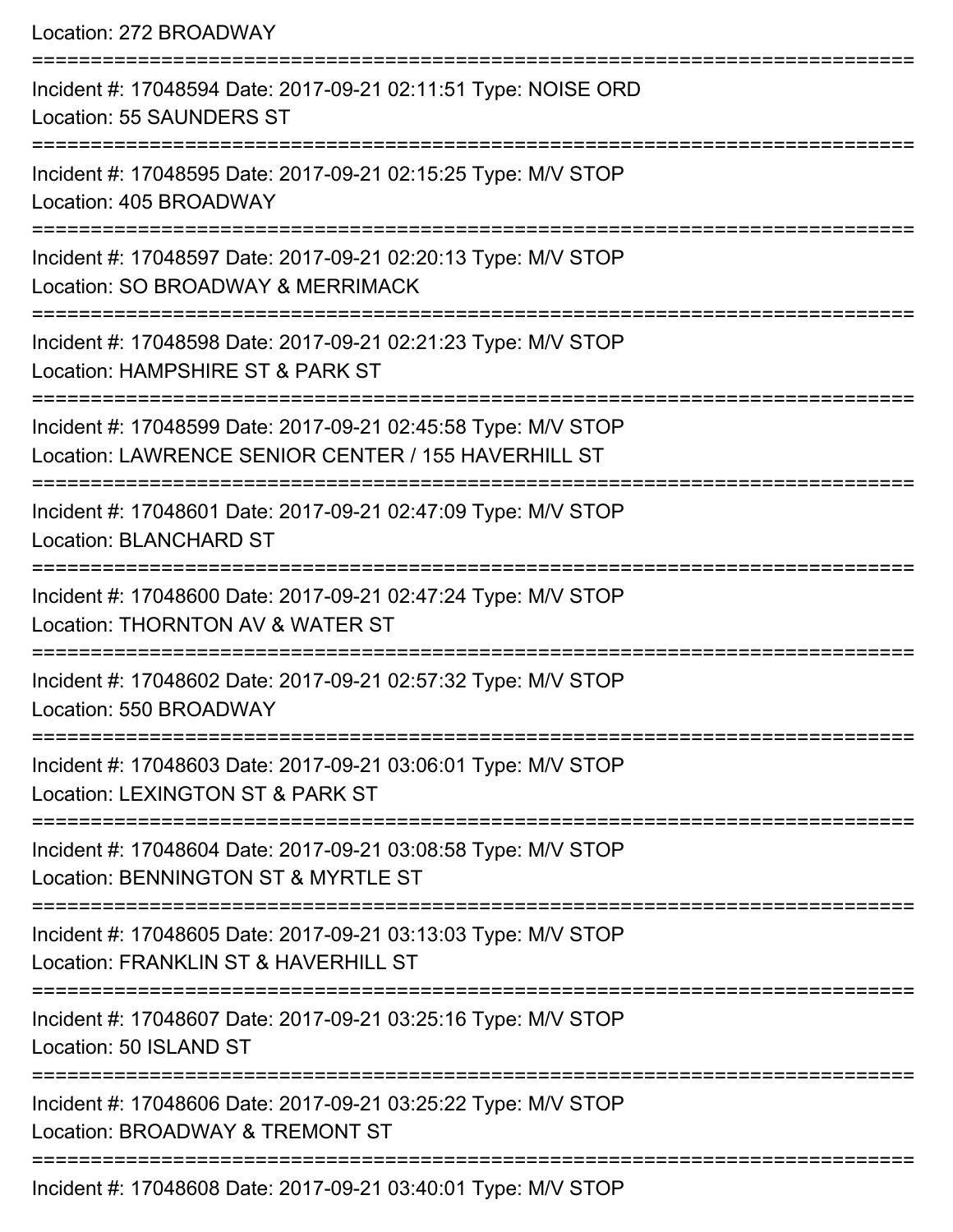Location: 272 BROADWAY

===========================================================================

Incident #: 17048594 Date: 2017-09-21 02:11:51 Type: NOISE ORD
Location: 55 SAUNDERS ST

===========================================================================

Incident #: 17048595 Date: 2017-09-21 02:15:25 Type: M/V STOP
Location: 405 BROADWAY

===========================================================================

Incident #: 17048597 Date: 2017-09-21 02:20:13 Type: M/V STOP
Location: SO BROADWAY & MERRIMACK

===========================================================================

Incident #: 17048598 Date: 2017-09-21 02:21:23 Type: M/V STOP
Location: HAMPSHIRE ST & PARK ST

===========================================================================

Incident #: 17048599 Date: 2017-09-21 02:45:58 Type: M/V STOP
Location: LAWRENCE SENIOR CENTER / 155 HAVERHILL ST

===========================================================================

Incident #: 17048601 Date: 2017-09-21 02:47:09 Type: M/V STOP
Location: BLANCHARD ST

===========================================================================

Incident #: 17048600 Date: 2017-09-21 02:47:24 Type: M/V STOP
Location: THORNTON AV & WATER ST

===========================================================================

Incident #: 17048602 Date: 2017-09-21 02:57:32 Type: M/V STOP
Location: 550 BROADWAY

===========================================================================

Incident #: 17048603 Date: 2017-09-21 03:06:01 Type: M/V STOP
Location: LEXINGTON ST & PARK ST

===========================================================================

Incident #: 17048604 Date: 2017-09-21 03:08:58 Type: M/V STOP
Location: BENNINGTON ST & MYRTLE ST

===========================================================================

Incident #: 17048605 Date: 2017-09-21 03:13:03 Type: M/V STOP
Location: FRANKLIN ST & HAVERHILL ST

===========================================================================

Incident #: 17048607 Date: 2017-09-21 03:25:16 Type: M/V STOP
Location: 50 ISLAND ST

===========================================================================

Incident #: 17048606 Date: 2017-09-21 03:25:22 Type: M/V STOP
Location: BROADWAY & TREMONT ST

===========================================================================

Incident #: 17048608 Date: 2017-09-21 03:40:01 Type: M/V STOP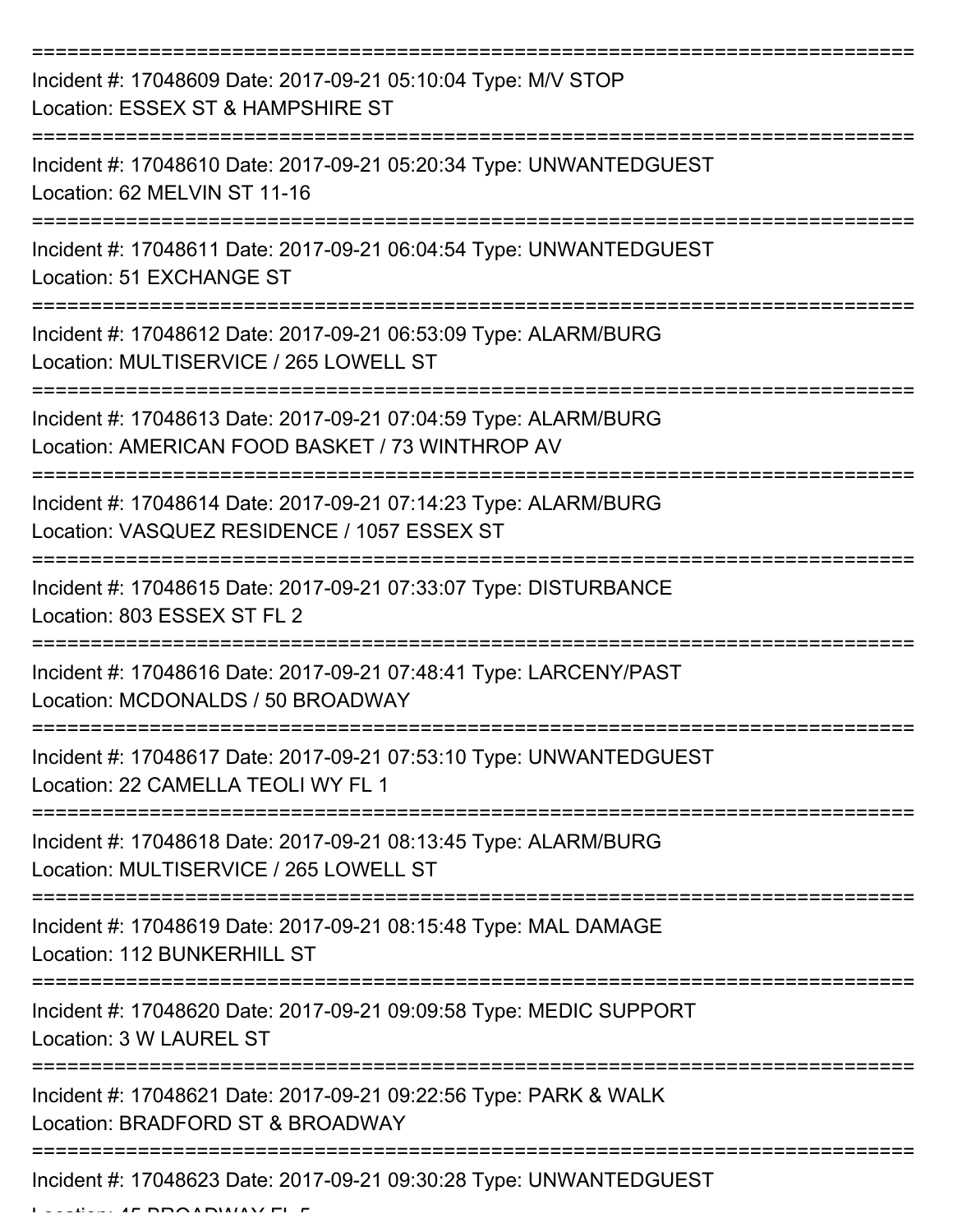===========================================================================

Incident #: 17048609 Date: 2017-09-21 05:10:04 Type: M/V STOP
Location: ESSEX ST & HAMPSHIRE ST

===========================================================================

Incident #: 17048610 Date: 2017-09-21 05:20:34 Type: UNWANTEDGUEST
Location: 62 MELVIN ST 11-16

===========================================================================

Incident #: 17048611 Date: 2017-09-21 06:04:54 Type: UNWANTEDGUEST
Location: 51 EXCHANGE ST

===========================================================================

Incident #: 17048612 Date: 2017-09-21 06:53:09 Type: ALARM/BURG
Location: MULTISERVICE / 265 LOWELL ST

===========================================================================

Incident #: 17048613 Date: 2017-09-21 07:04:59 Type: ALARM/BURG
Location: AMERICAN FOOD BASKET / 73 WINTHROP AV

===========================================================================

Incident #: 17048614 Date: 2017-09-21 07:14:23 Type: ALARM/BURG
Location: VASQUEZ RESIDENCE / 1057 ESSEX ST

===========================================================================

Incident #: 17048615 Date: 2017-09-21 07:33:07 Type: DISTURBANCE
Location: 803 ESSEX ST FL 2

===========================================================================

Incident #: 17048616 Date: 2017-09-21 07:48:41 Type: LARCENY/PAST
Location: MCDONALDS / 50 BROADWAY

===========================================================================

Incident #: 17048617 Date: 2017-09-21 07:53:10 Type: UNWANTEDGUEST
Location: 22 CAMELLA TEOLI WY FL 1

===========================================================================

Incident #: 17048618 Date: 2017-09-21 08:13:45 Type: ALARM/BURG
Location: MULTISERVICE / 265 LOWELL ST

===========================================================================

Incident #: 17048619 Date: 2017-09-21 08:15:48 Type: MAL DAMAGE
Location: 112 BUNKERHILL ST

===========================================================================

Incident #: 17048620 Date: 2017-09-21 09:09:58 Type: MEDIC SUPPORT
Location: 3 W LAUREL ST

===========================================================================

Incident #: 17048621 Date: 2017-09-21 09:22:56 Type: PARK & WALK
Location: BRADFORD ST & BROADWAY

===========================================================================

Incident #: 17048623 Date: 2017-09-21 09:30:28 Type: UNWANTEDGUEST
Location: 45 BROADWAY FL 5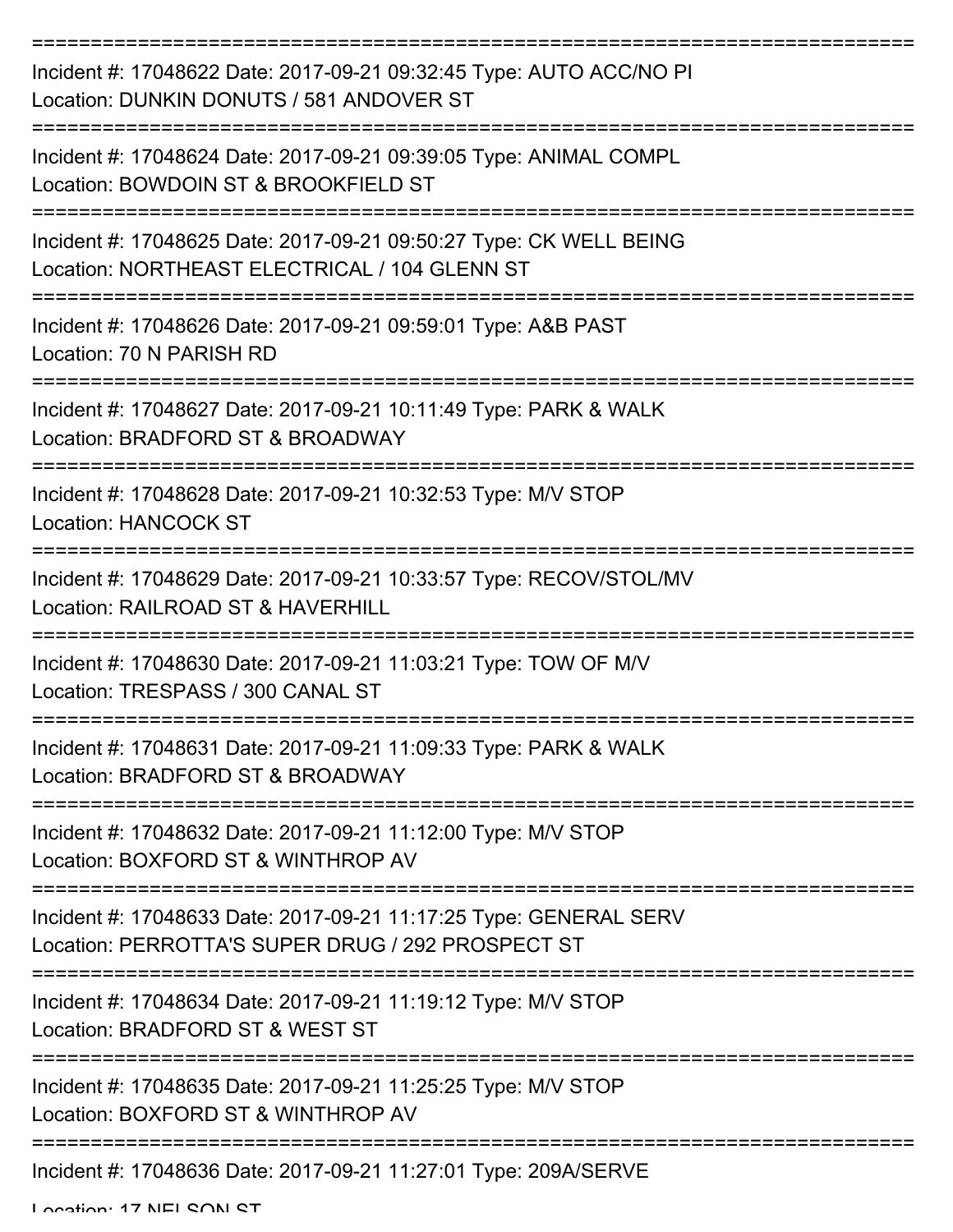===========================================================================

Incident #: 17048622 Date: 2017-09-21 09:32:45 Type: AUTO ACC/NO PI
Location: DUNKIN DONUTS / 581 ANDOVER ST

===========================================================================

Incident #: 17048624 Date: 2017-09-21 09:39:05 Type: ANIMAL COMPL
Location: BOWDOIN ST & BROOKFIELD ST

===========================================================================

Incident #: 17048625 Date: 2017-09-21 09:50:27 Type: CK WELL BEING
Location: NORTHEAST ELECTRICAL / 104 GLENN ST

===========================================================================

Incident #: 17048626 Date: 2017-09-21 09:59:01 Type: A&B PAST
Location: 70 N PARISH RD

===========================================================================

Incident #: 17048627 Date: 2017-09-21 10:11:49 Type: PARK & WALK
Location: BRADFORD ST & BROADWAY

===========================================================================

Incident #: 17048628 Date: 2017-09-21 10:32:53 Type: M/V STOP
Location: HANCOCK ST

===========================================================================

Incident #: 17048629 Date: 2017-09-21 10:33:57 Type: RECOV/STOL/MV
Location: RAILROAD ST & HAVERHILL

===========================================================================

Incident #: 17048630 Date: 2017-09-21 11:03:21 Type: TOW OF M/V
Location: TRESPASS / 300 CANAL ST

===========================================================================

Incident #: 17048631 Date: 2017-09-21 11:09:33 Type: PARK & WALK
Location: BRADFORD ST & BROADWAY

===========================================================================

Incident #: 17048632 Date: 2017-09-21 11:12:00 Type: M/V STOP
Location: BOXFORD ST & WINTHROP AV

===========================================================================

Incident #: 17048633 Date: 2017-09-21 11:17:25 Type: GENERAL SERV
Location: PERROTTA'S SUPER DRUG / 292 PROSPECT ST

===========================================================================

Incident #: 17048634 Date: 2017-09-21 11:19:12 Type: M/V STOP
Location: BRADFORD ST & WEST ST

===========================================================================

Incident #: 17048635 Date: 2017-09-21 11:25:25 Type: M/V STOP
Location: BOXFORD ST & WINTHROP AV

===========================================================================

Incident #: 17048636 Date: 2017-09-21 11:27:01 Type: 209A/SERVE
Location: 17 NELSON ST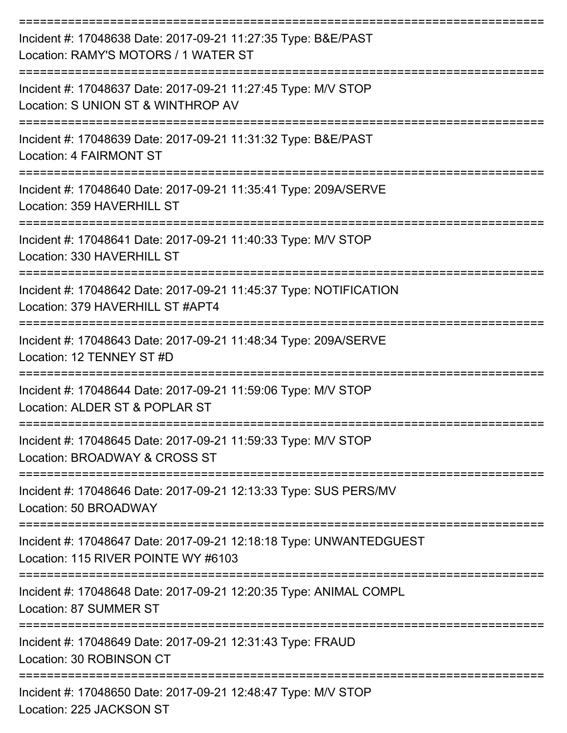===========================================================================
Incident #: 17048638 Date: 2017-09-21 11:27:35 Type: B&E/PAST
Location: RAMY'S MOTORS / 1 WATER ST
===========================================================================
Incident #: 17048637 Date: 2017-09-21 11:27:45 Type: M/V STOP
Location: S UNION ST & WINTHROP AV
===========================================================================
Incident #: 17048639 Date: 2017-09-21 11:31:32 Type: B&E/PAST
Location: 4 FAIRMONT ST
===========================================================================
Incident #: 17048640 Date: 2017-09-21 11:35:41 Type: 209A/SERVE
Location: 359 HAVERHILL ST
===========================================================================
Incident #: 17048641 Date: 2017-09-21 11:40:33 Type: M/V STOP
Location: 330 HAVERHILL ST
===========================================================================
Incident #: 17048642 Date: 2017-09-21 11:45:37 Type: NOTIFICATION
Location: 379 HAVERHILL ST #APT4
===========================================================================
Incident #: 17048643 Date: 2017-09-21 11:48:34 Type: 209A/SERVE
Location: 12 TENNEY ST #D
===========================================================================
Incident #: 17048644 Date: 2017-09-21 11:59:06 Type: M/V STOP
Location: ALDER ST & POPLAR ST
===========================================================================
Incident #: 17048645 Date: 2017-09-21 11:59:33 Type: M/V STOP
Location: BROADWAY & CROSS ST
===========================================================================
Incident #: 17048646 Date: 2017-09-21 12:13:33 Type: SUS PERS/MV
Location: 50 BROADWAY
===========================================================================
Incident #: 17048647 Date: 2017-09-21 12:18:18 Type: UNWANTEDGUEST
Location: 115 RIVER POINTE WY #6103
===========================================================================
Incident #: 17048648 Date: 2017-09-21 12:20:35 Type: ANIMAL COMPL
Location: 87 SUMMER ST
===========================================================================
Incident #: 17048649 Date: 2017-09-21 12:31:43 Type: FRAUD
Location: 30 ROBINSON CT
===========================================================================
Incident #: 17048650 Date: 2017-09-21 12:48:47 Type: M/V STOP
Location: 225 JACKSON ST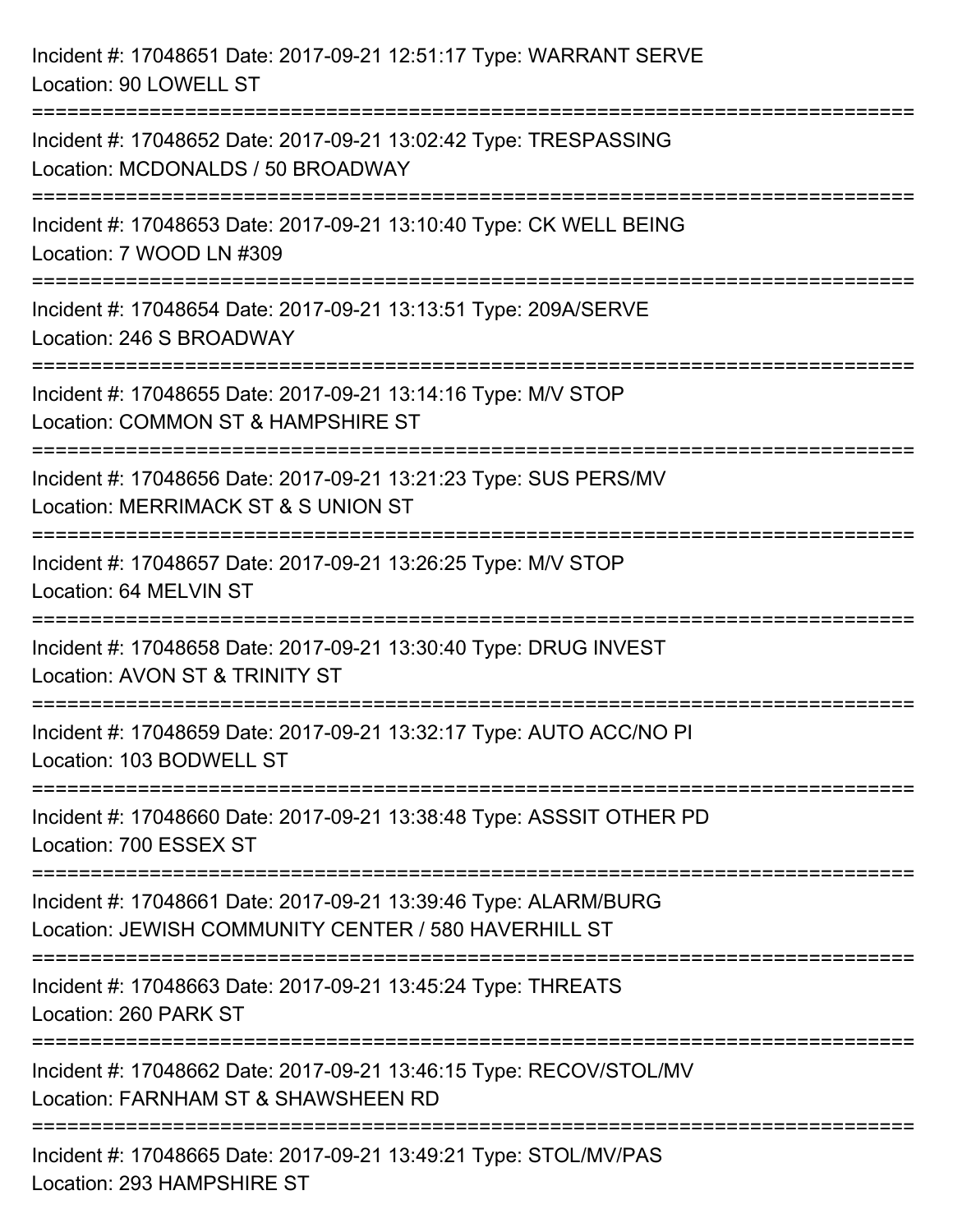Incident #: 17048651 Date: 2017-09-21 12:51:17 Type: WARRANT SERVE
Location: 90 LOWELL ST

===========================================================================

Incident #: 17048652 Date: 2017-09-21 13:02:42 Type: TRESPASSING
Location: MCDONALDS / 50 BROADWAY

===========================================================================

Incident #: 17048653 Date: 2017-09-21 13:10:40 Type: CK WELL BEING
Location: 7 WOOD LN #309

===========================================================================

Incident #: 17048654 Date: 2017-09-21 13:13:51 Type: 209A/SERVE
Location: 246 S BROADWAY

===========================================================================

Incident #: 17048655 Date: 2017-09-21 13:14:16 Type: M/V STOP
Location: COMMON ST & HAMPSHIRE ST

===========================================================================

Incident #: 17048656 Date: 2017-09-21 13:21:23 Type: SUS PERS/MV
Location: MERRIMACK ST & S UNION ST

===========================================================================

Incident #: 17048657 Date: 2017-09-21 13:26:25 Type: M/V STOP
Location: 64 MELVIN ST

===========================================================================

Incident #: 17048658 Date: 2017-09-21 13:30:40 Type: DRUG INVEST
Location: AVON ST & TRINITY ST

===========================================================================

Incident #: 17048659 Date: 2017-09-21 13:32:17 Type: AUTO ACC/NO PI
Location: 103 BODWELL ST

===========================================================================

Incident #: 17048660 Date: 2017-09-21 13:38:48 Type: ASSSIT OTHER PD
Location: 700 ESSEX ST

===========================================================================

Incident #: 17048661 Date: 2017-09-21 13:39:46 Type: ALARM/BURG
Location: JEWISH COMMUNITY CENTER / 580 HAVERHILL ST

===========================================================================

Incident #: 17048663 Date: 2017-09-21 13:45:24 Type: THREATS
Location: 260 PARK ST

===========================================================================

Incident #: 17048662 Date: 2017-09-21 13:46:15 Type: RECOV/STOL/MV
Location: FARNHAM ST & SHAWSHEEN RD

===========================================================================

Incident #: 17048665 Date: 2017-09-21 13:49:21 Type: STOL/MV/PAS
Location: 293 HAMPSHIRE ST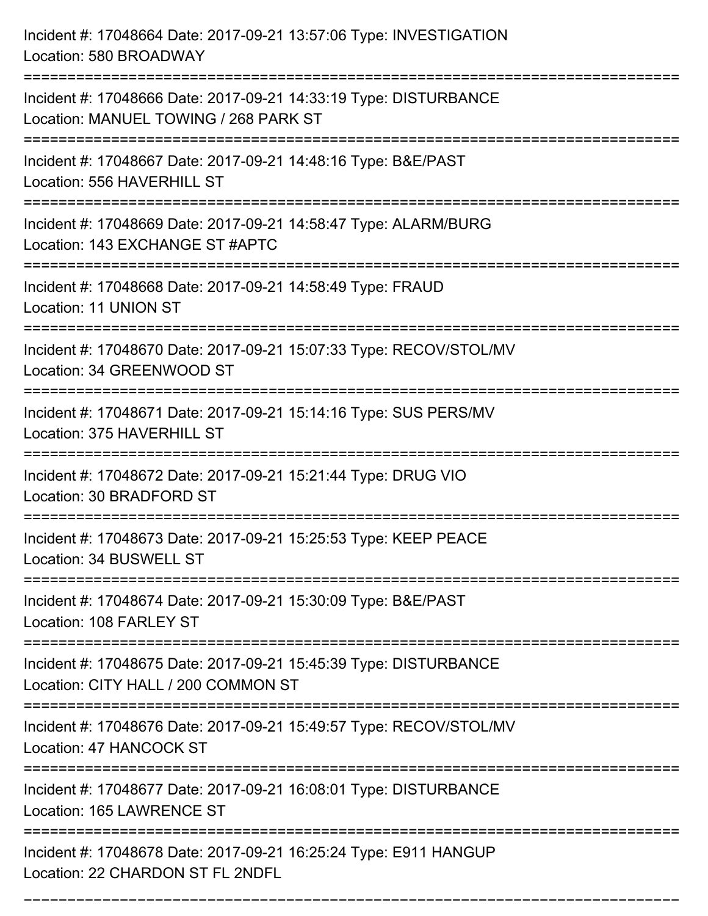Incident #: 17048664 Date: 2017-09-21 13:57:06 Type: INVESTIGATION
Location: 580 BROADWAY

===========================================================================

Incident #: 17048666 Date: 2017-09-21 14:33:19 Type: DISTURBANCE
Location: MANUEL TOWING / 268 PARK ST

===========================================================================

Incident #: 17048667 Date: 2017-09-21 14:48:16 Type: B&E/PAST
Location: 556 HAVERHILL ST

===========================================================================

Incident #: 17048669 Date: 2017-09-21 14:58:47 Type: ALARM/BURG
Location: 143 EXCHANGE ST #APTC

===========================================================================

Incident #: 17048668 Date: 2017-09-21 14:58:49 Type: FRAUD
Location: 11 UNION ST

===========================================================================

Incident #: 17048670 Date: 2017-09-21 15:07:33 Type: RECOV/STOL/MV
Location: 34 GREENWOOD ST

===========================================================================

Incident #: 17048671 Date: 2017-09-21 15:14:16 Type: SUS PERS/MV
Location: 375 HAVERHILL ST

===========================================================================

Incident #: 17048672 Date: 2017-09-21 15:21:44 Type: DRUG VIO
Location: 30 BRADFORD ST

===========================================================================

Incident #: 17048673 Date: 2017-09-21 15:25:53 Type: KEEP PEACE
Location: 34 BUSWELL ST

===========================================================================

Incident #: 17048674 Date: 2017-09-21 15:30:09 Type: B&E/PAST
Location: 108 FARLEY ST

===========================================================================

Incident #: 17048675 Date: 2017-09-21 15:45:39 Type: DISTURBANCE
Location: CITY HALL / 200 COMMON ST

===========================================================================

Incident #: 17048676 Date: 2017-09-21 15:49:57 Type: RECOV/STOL/MV
Location: 47 HANCOCK ST

===========================================================================

Incident #: 17048677 Date: 2017-09-21 16:08:01 Type: DISTURBANCE
Location: 165 LAWRENCE ST

===========================================================================

Incident #: 17048678 Date: 2017-09-21 16:25:24 Type: E911 HANGUP
Location: 22 CHARDON ST FL 2NDFL

===========================================================================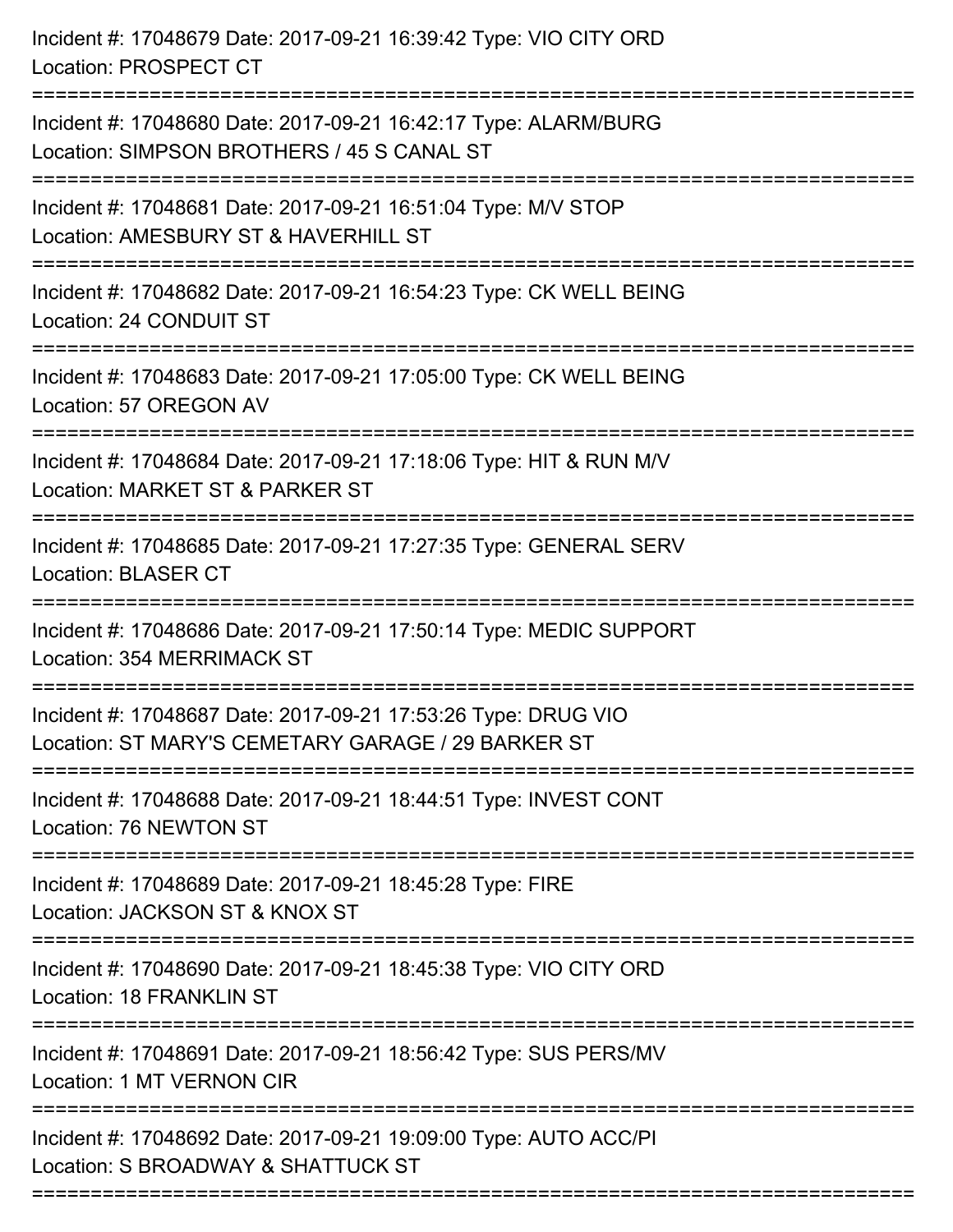Incident #: 17048679 Date: 2017-09-21 16:39:42 Type: VIO CITY ORD
Location: PROSPECT CT

===========================================================================

Incident #: 17048680 Date: 2017-09-21 16:42:17 Type: ALARM/BURG
Location: SIMPSON BROTHERS / 45 S CANAL ST

===========================================================================

Incident #: 17048681 Date: 2017-09-21 16:51:04 Type: M/V STOP
Location: AMESBURY ST & HAVERHILL ST

===========================================================================

Incident #: 17048682 Date: 2017-09-21 16:54:23 Type: CK WELL BEING
Location: 24 CONDUIT ST

===========================================================================

Incident #: 17048683 Date: 2017-09-21 17:05:00 Type: CK WELL BEING
Location: 57 OREGON AV

===========================================================================

Incident #: 17048684 Date: 2017-09-21 17:18:06 Type: HIT & RUN M/V
Location: MARKET ST & PARKER ST

===========================================================================

Incident #: 17048685 Date: 2017-09-21 17:27:35 Type: GENERAL SERV
Location: BLASER CT

===========================================================================

Incident #: 17048686 Date: 2017-09-21 17:50:14 Type: MEDIC SUPPORT
Location: 354 MERRIMACK ST

===========================================================================

Incident #: 17048687 Date: 2017-09-21 17:53:26 Type: DRUG VIO
Location: ST MARY'S CEMETARY GARAGE / 29 BARKER ST

===========================================================================

Incident #: 17048688 Date: 2017-09-21 18:44:51 Type: INVEST CONT
Location: 76 NEWTON ST

===========================================================================

Incident #: 17048689 Date: 2017-09-21 18:45:28 Type: FIRE
Location: JACKSON ST & KNOX ST

===========================================================================

Incident #: 17048690 Date: 2017-09-21 18:45:38 Type: VIO CITY ORD
Location: 18 FRANKLIN ST

===========================================================================

Incident #: 17048691 Date: 2017-09-21 18:56:42 Type: SUS PERS/MV
Location: 1 MT VERNON CIR

===========================================================================

Incident #: 17048692 Date: 2017-09-21 19:09:00 Type: AUTO ACC/PI
Location: S BROADWAY & SHATTUCK ST

===========================================================================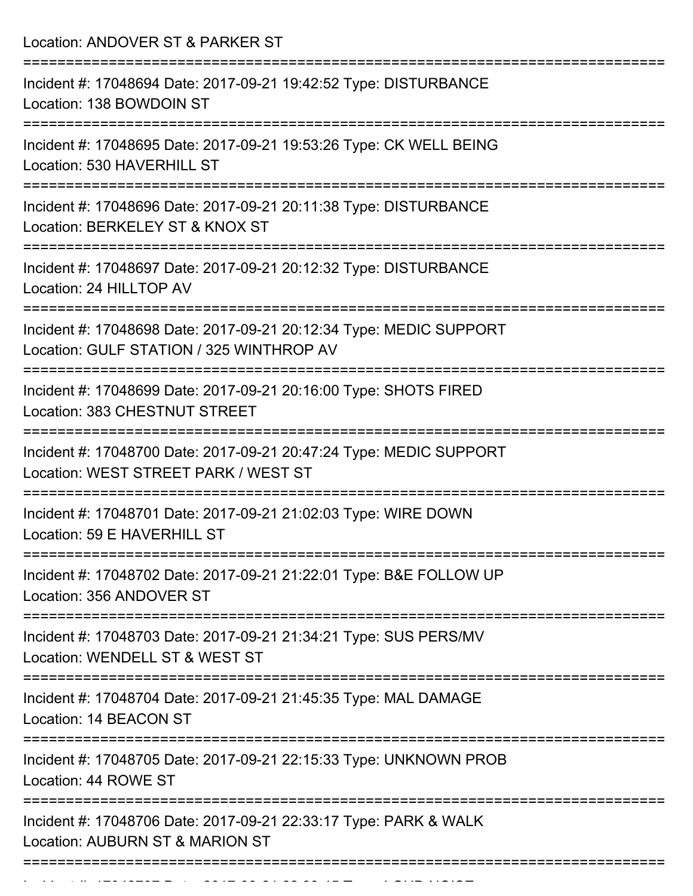Location: ANDOVER ST & PARKER ST

===========================================================================

Incident #: 17048694 Date: 2017-09-21 19:42:52 Type: DISTURBANCE
Location: 138 BOWDOIN ST

===========================================================================

Incident #: 17048695 Date: 2017-09-21 19:53:26 Type: CK WELL BEING
Location: 530 HAVERHILL ST

===========================================================================

Incident #: 17048696 Date: 2017-09-21 20:11:38 Type: DISTURBANCE
Location: BERKELEY ST & KNOX ST

===========================================================================

Incident #: 17048697 Date: 2017-09-21 20:12:32 Type: DISTURBANCE
Location: 24 HILLTOP AV

===========================================================================

Incident #: 17048698 Date: 2017-09-21 20:12:34 Type: MEDIC SUPPORT
Location: GULF STATION / 325 WINTHROP AV

===========================================================================

Incident #: 17048699 Date: 2017-09-21 20:16:00 Type: SHOTS FIRED
Location: 383 CHESTNUT STREET

===========================================================================

Incident #: 17048700 Date: 2017-09-21 20:47:24 Type: MEDIC SUPPORT
Location: WEST STREET PARK / WEST ST

===========================================================================

Incident #: 17048701 Date: 2017-09-21 21:02:03 Type: WIRE DOWN
Location: 59 E HAVERHILL ST

===========================================================================

Incident #: 17048702 Date: 2017-09-21 21:22:01 Type: B&E FOLLOW UP
Location: 356 ANDOVER ST

===========================================================================

Incident #: 17048703 Date: 2017-09-21 21:34:21 Type: SUS PERS/MV
Location: WENDELL ST & WEST ST

===========================================================================

Incident #: 17048704 Date: 2017-09-21 21:45:35 Type: MAL DAMAGE
Location: 14 BEACON ST

===========================================================================

Incident #: 17048705 Date: 2017-09-21 22:15:33 Type: UNKNOWN PROB
Location: 44 ROWE ST

===========================================================================

Incident #: 17048706 Date: 2017-09-21 22:33:17 Type: PARK & WALK
Location: AUBURN ST & MARION ST

===========================================================================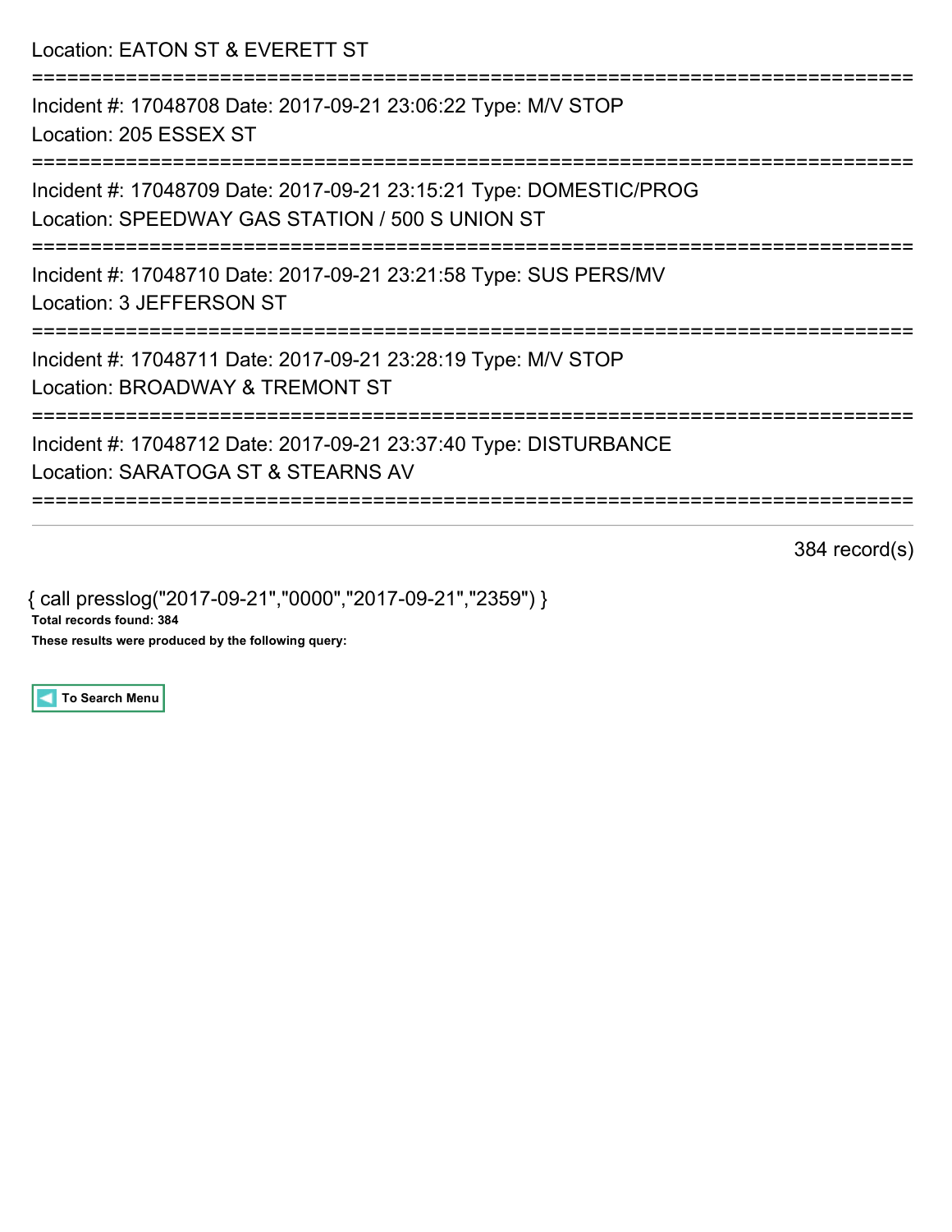Location: EATON ST & EVERETT ST

===========================================================================

Incident #: 17048708 Date: 2017-09-21 23:06:22 Type: M/V STOP

Location: 205 ESSEX ST

===========================================================================

Incident #: 17048709 Date: 2017-09-21 23:15:21 Type: DOMESTIC/PROG

Location: SPEEDWAY GAS STATION / 500 S UNION ST

===========================================================================

Incident #: 17048710 Date: 2017-09-21 23:21:58 Type: SUS PERS/MV

Location: 3 JEFFERSON ST

===========================================================================

Incident #: 17048711 Date: 2017-09-21 23:28:19 Type: M/V STOP

Location: BROADWAY & TREMONT ST

===========================================================================

Incident #: 17048712 Date: 2017-09-21 23:37:40 Type: DISTURBANCE

Location: SARATOGA ST & STEARNS AV

===========================================================================

384 record(s)

{ call presslog("2017-09-21","0000","2017-09-21","2359") }

**Total records found: 384**

**These results were produced by the following query:**

To Search Menu